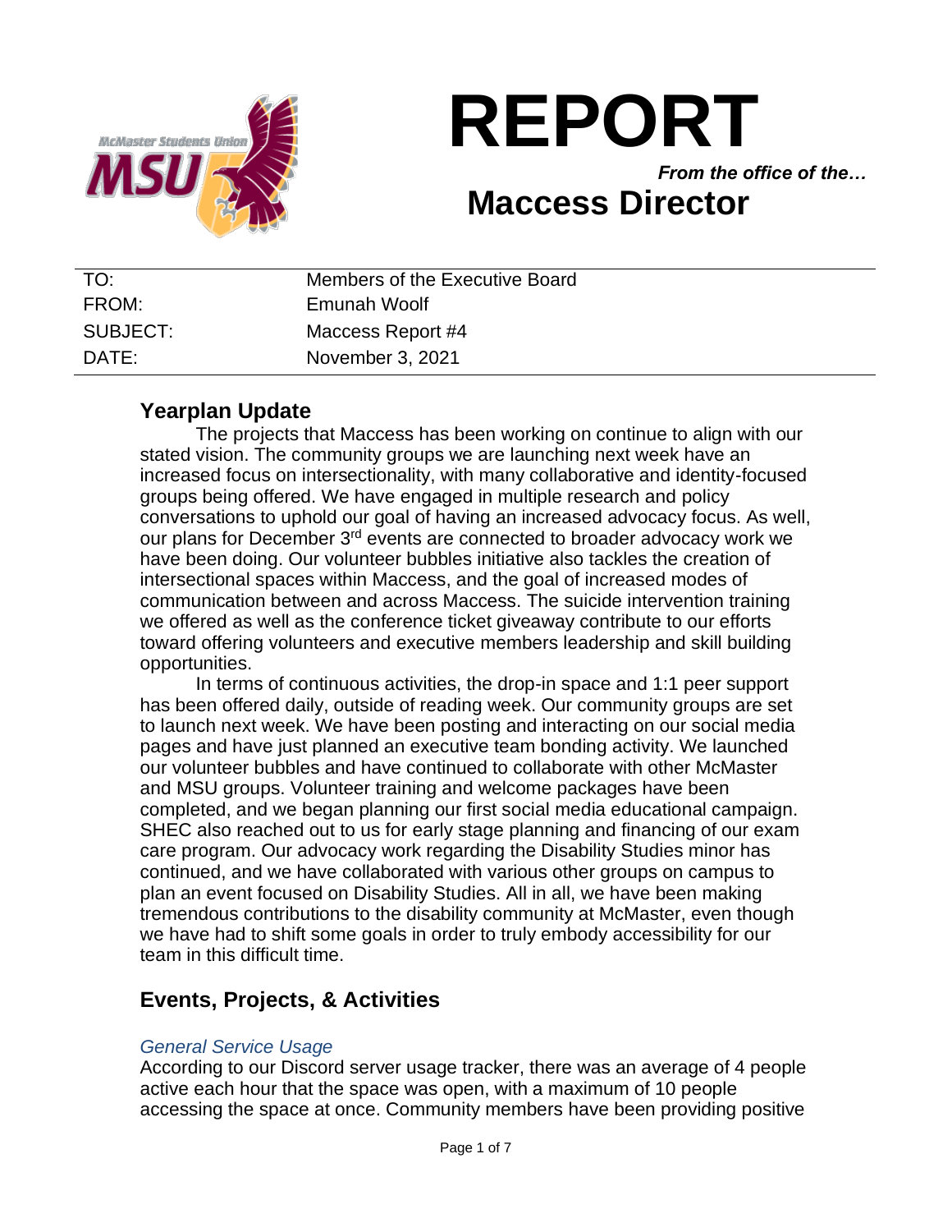# REPORT

*From the office of the…*

## Maccess Director

| TO: | Members of the Executive Board |
| --- | --- |
| FROM: | Emunah Woolf |
| SUBJECT: | Maccess Report #4 |
| DATE: | November 3, 2021 |

## Yearplan Update

The projects that Maccess has been working on continue to align with our stated vision. The community groups we are launching next week have an increased focus on intersectionality, with many collaborative and identity-focused groups being offered. We have engaged in multiple research and policy conversations to uphold our goal of having an increased advocacy focus. As well, our plans for December 3rd events are connected to broader advocacy work we have been doing. Our volunteer bubbles initiative also tackles the creation of intersectional spaces within Maccess, and the goal of increased modes of communication between and across Maccess. The suicide intervention training we offered as well as the conference ticket giveaway contribute to our efforts toward offering volunteers and executive members leadership and skill building opportunities.

In terms of continuous activities, the drop-in space and 1:1 peer support has been offered daily, outside of reading week. Our community groups are set to launch next week. We have been posting and interacting on our social media pages and have just planned an executive team bonding activity. We launched our volunteer bubbles and have continued to collaborate with other McMaster and MSU groups. Volunteer training and welcome packages have been completed, and we began planning our first social media educational campaign. SHEC also reached out to us for early stage planning and financing of our exam care program. Our advocacy work regarding the Disability Studies minor has continued, and we have collaborated with various other groups on campus to plan an event focused on Disability Studies. All in all, we have been making tremendous contributions to the disability community at McMaster, even though we have had to shift some goals in order to truly embody accessibility for our team in this difficult time.

## Events, Projects, & Activities

### *General Service Usage*

According to our Discord server usage tracker, there was an average of 4 people active each hour that the space was open, with a maximum of 10 people accessing the space at once. Community members have been providing positive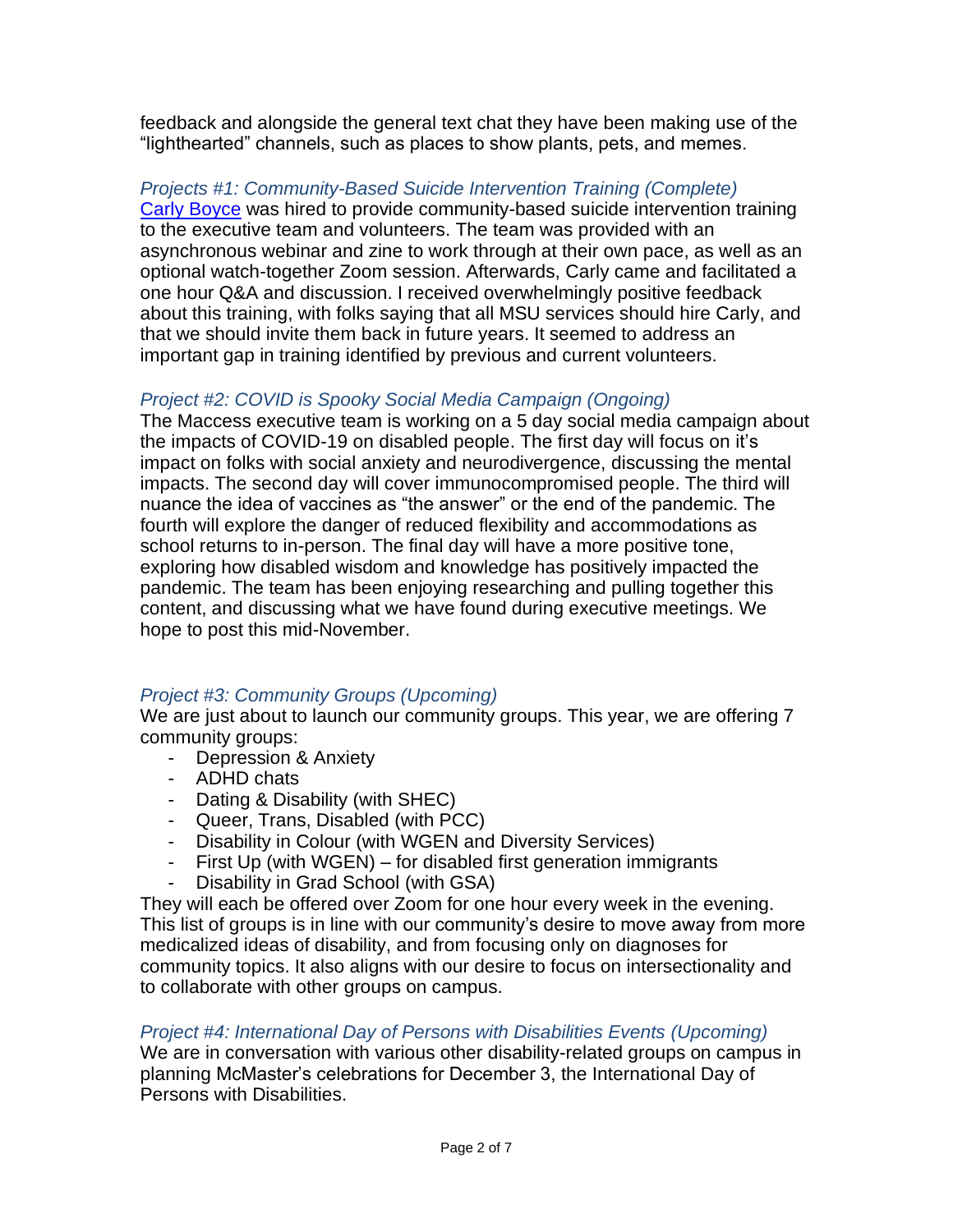feedback and alongside the general text chat they have been making use of the "lighthearted" channels, such as places to show plants, pets, and memes.

### *Projects #1: Community-Based Suicide Intervention Training (Complete)*

[Carly Boyce] was hired to provide community-based suicide intervention training to the executive team and volunteers. The team was provided with an asynchronous webinar and zine to work through at their own pace, as well as an optional watch-together Zoom session. Afterwards, Carly came and facilitated a one hour Q&A and discussion. I received overwhelmingly positive feedback about this training, with folks saying that all MSU services should hire Carly, and that we should invite them back in future years. It seemed to address an important gap in training identified by previous and current volunteers.

### *Project #2: COVID is Spooky Social Media Campaign (Ongoing)*

The Maccess executive team is working on a 5 day social media campaign about the impacts of COVID-19 on disabled people. The first day will focus on it's impact on folks with social anxiety and neurodivergence, discussing the mental impacts. The second day will cover immunocompromised people. The third will nuance the idea of vaccines as "the answer" or the end of the pandemic. The fourth will explore the danger of reduced flexibility and accommodations as school returns to in-person. The final day will have a more positive tone, exploring how disabled wisdom and knowledge has positively impacted the pandemic. The team has been enjoying researching and pulling together this content, and discussing what we have found during executive meetings. We hope to post this mid-November.

### *Project #3: Community Groups (Upcoming)*

We are just about to launch our community groups. This year, we are offering 7 community groups:

- Depression & Anxiety
- ADHD chats
- Dating & Disability (with SHEC)
- Queer, Trans, Disabled (with PCC)
- Disability in Colour (with WGEN and Diversity Services)
- First Up (with WGEN) – for disabled first generation immigrants
- Disability in Grad School (with GSA)

They will each be offered over Zoom for one hour every week in the evening. This list of groups is in line with our community's desire to move away from more medicalized ideas of disability, and from focusing only on diagnoses for community topics. It also aligns with our desire to focus on intersectionality and to collaborate with other groups on campus.

### *Project #4: International Day of Persons with Disabilities Events (Upcoming)*

We are in conversation with various other disability-related groups on campus in planning McMaster's celebrations for December 3, the International Day of Persons with Disabilities.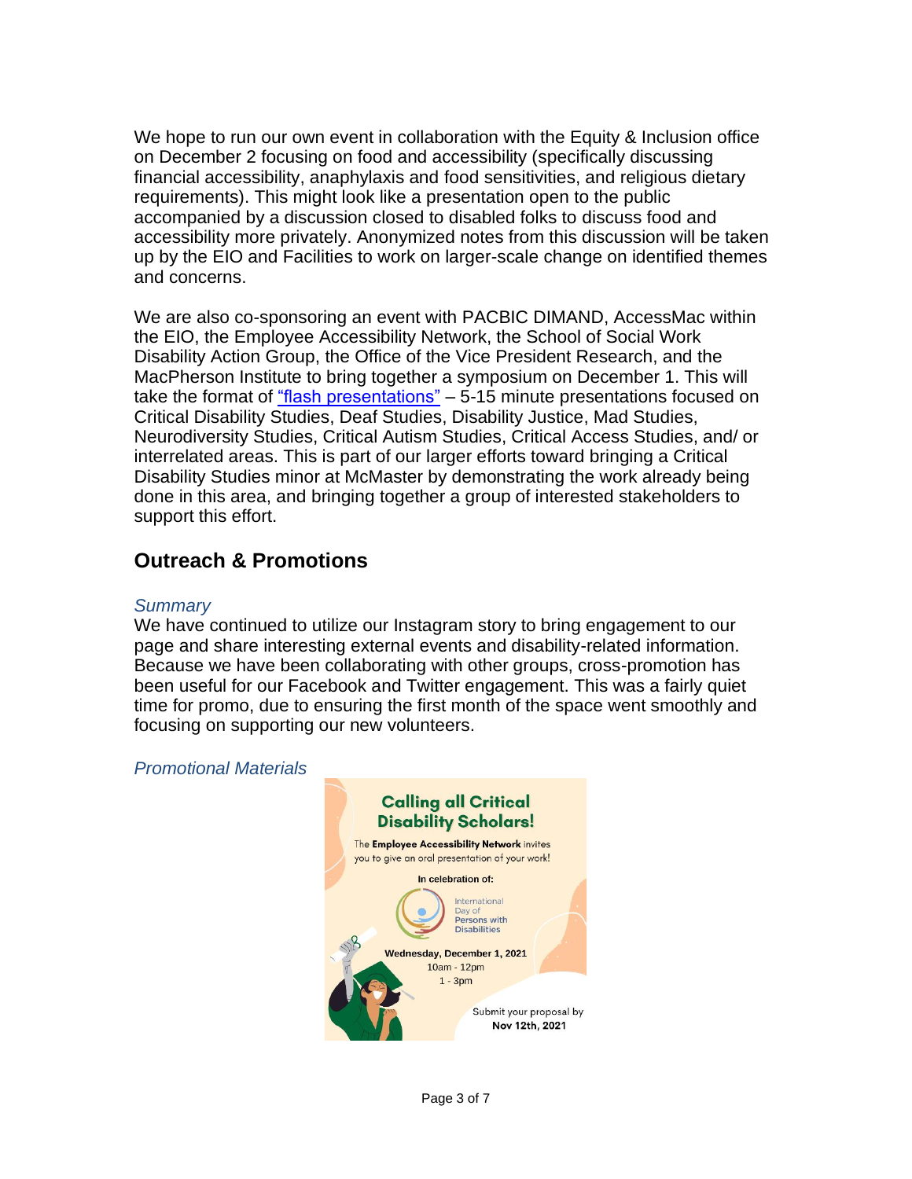We hope to run our own event in collaboration with the Equity & Inclusion office on December 2 focusing on food and accessibility (specifically discussing financial accessibility, anaphylaxis and food sensitivities, and religious dietary requirements). This might look like a presentation open to the public accompanied by a discussion closed to disabled folks to discuss food and accessibility more privately. Anonymized notes from this discussion will be taken up by the EIO and Facilities to work on larger-scale change on identified themes and concerns.

We are also co-sponsoring an event with PACBIC DIMAND, AccessMac within the EIO, the Employee Accessibility Network, the School of Social Work Disability Action Group, the Office of the Vice President Research, and the MacPherson Institute to bring together a symposium on December 1. This will take the format of "flash presentations" – 5-15 minute presentations focused on Critical Disability Studies, Deaf Studies, Disability Justice, Mad Studies, Neurodiversity Studies, Critical Autism Studies, Critical Access Studies, and/ or interrelated areas. This is part of our larger efforts toward bringing a Critical Disability Studies minor at McMaster by demonstrating the work already being done in this area, and bringing together a group of interested stakeholders to support this effort.

## Outreach & Promotions

*Summary*

We have continued to utilize our Instagram story to bring engagement to our page and share interesting external events and disability-related information. Because we have been collaborating with other groups, cross-promotion has been useful for our Facebook and Twitter engagement. This was a fairly quiet time for promo, due to ensuring the first month of the space went smoothly and focusing on supporting our new volunteers.

*Promotional Materials*

**Calling all Critical Disability Scholars!**

The **Employee Accessibility Network** invites you to give an oral presentation of your work!

In celebration of:

International Day of Persons with Disabilities

**Wednesday, December 1, 2021**
10am - 12pm
1 - 3pm

Submit your proposal by **Nov 12th, 2021**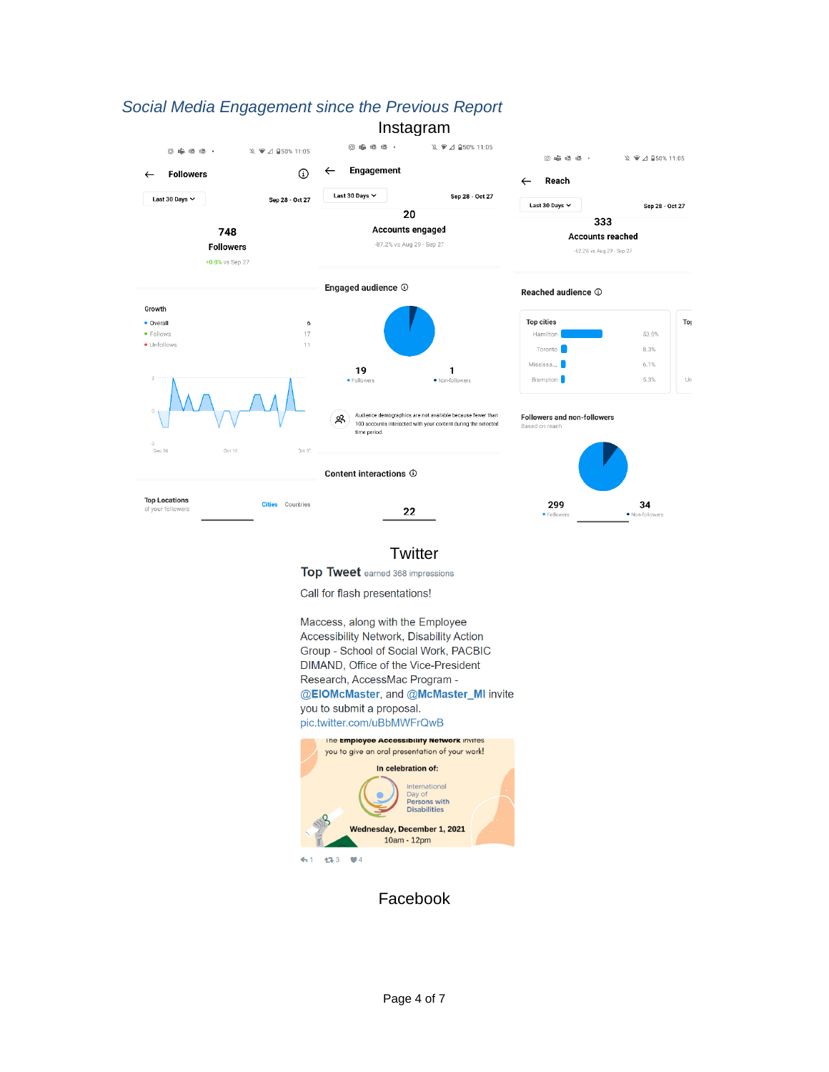## *Social Media Engagement since the Previous Report*

### Instagram

**Followers**

Last 30 Days — Sep 28 - Oct 27

**748**
**Followers**
+0.8% vs Sep 27

Growth

- Overall 6
- Follows 17
- Unfollows 11

Top Locations
of your followers

Cities Countries

**Engagement**

Last 30 Days — Sep 28 - Oct 27

**20**
**Accounts engaged**
-87.2% vs Aug 29 - Sep 27

**Engaged audience**

19 Followers
1 Non-followers

Audience demographics are not available because fewer than 100 accounts interacted with your content during the selected time period.

**Content interactions**

22

**Reach**

Last 30 Days — Sep 28 - Oct 27

**333**
**Accounts reached**
-52.2% vs Aug 29 - Sep 27

**Reached audience**

| Top cities | |
|---|---|
| Hamilton | 53.0% |
| Toronto | 8.3% |
| Mississa... | 6.1% |
| Brampton | 5.3% |

Followers and non-followers
Based on reach

299 Followers
34 Non-followers

### Twitter

**Top Tweet** earned 368 impressions

Call for flash presentations!

Maccess, along with the Employee Accessibility Network, Disability Action Group - School of Social Work, PACBIC DIMAND, Office of the Vice-President Research, AccessMac Program - @EIOMcMaster, and @McMaster_MI invite you to submit a proposal.
pic.twitter.com/uBbMWFrQwB

The **Employee Accessibility Network** invites you to give an oral presentation of your work!

**In celebration of:**

International Day of Persons with Disabilities

**Wednesday, December 1, 2021**
10am - 12pm

1 3 4

### Facebook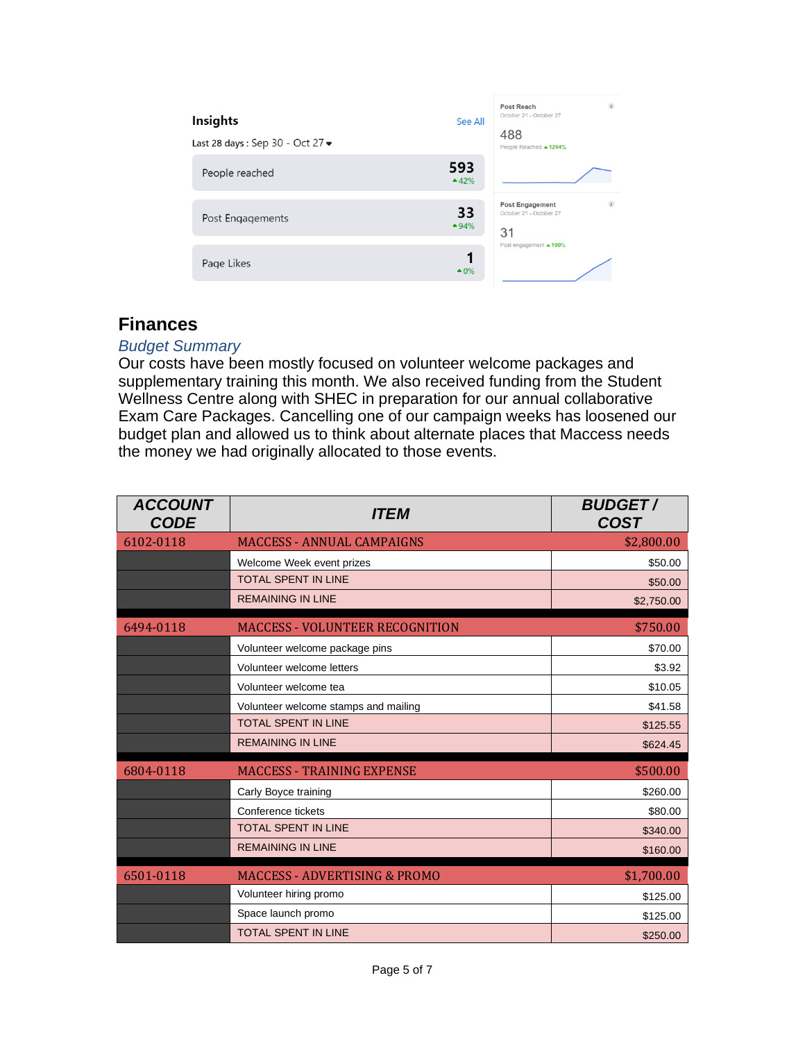**Insights**

See All

Last 28 days : Sep 30 - Oct 27

| | |
|---|---|
| People reached | 593 ▲42% |
| Post Engagements | 33 ▲94% |
| Page Likes | 1 ▲0% |

**Post Reach**
October 21 - October 27

488
People Reached ▲1294%

**Post Engagement**
October 21 - October 27

31
Post engagement ▲100%

## Finances

### *Budget Summary*

Our costs have been mostly focused on volunteer welcome packages and supplementary training this month. We also received funding from the Student Wellness Centre along with SHEC in preparation for our annual collaborative Exam Care Packages. Cancelling one of our campaign weeks has loosened our budget plan and allowed us to think about alternate places that Maccess needs the money we had originally allocated to those events.

| ACCOUNT CODE | ITEM | BUDGET / COST |
|---|---|---|
| 6102-0118 | MACCESS - ANNUAL CAMPAIGNS | $2,800.00 |
| | Welcome Week event prizes | $50.00 |
| | TOTAL SPENT IN LINE | $50.00 |
| | REMAINING IN LINE | $2,750.00 |
| 6494-0118 | MACCESS - VOLUNTEER RECOGNITION | $750.00 |
| | Volunteer welcome package pins | $70.00 |
| | Volunteer welcome letters | $3.92 |
| | Volunteer welcome tea | $10.05 |
| | Volunteer welcome stamps and mailing | $41.58 |
| | TOTAL SPENT IN LINE | $125.55 |
| | REMAINING IN LINE | $624.45 |
| 6804-0118 | MACCESS - TRAINING EXPENSE | $500.00 |
| | Carly Boyce training | $260.00 |
| | Conference tickets | $80.00 |
| | TOTAL SPENT IN LINE | $340.00 |
| | REMAINING IN LINE | $160.00 |
| 6501-0118 | MACCESS - ADVERTISING & PROMO | $1,700.00 |
| | Volunteer hiring promo | $125.00 |
| | Space launch promo | $125.00 |
| | TOTAL SPENT IN LINE | $250.00 |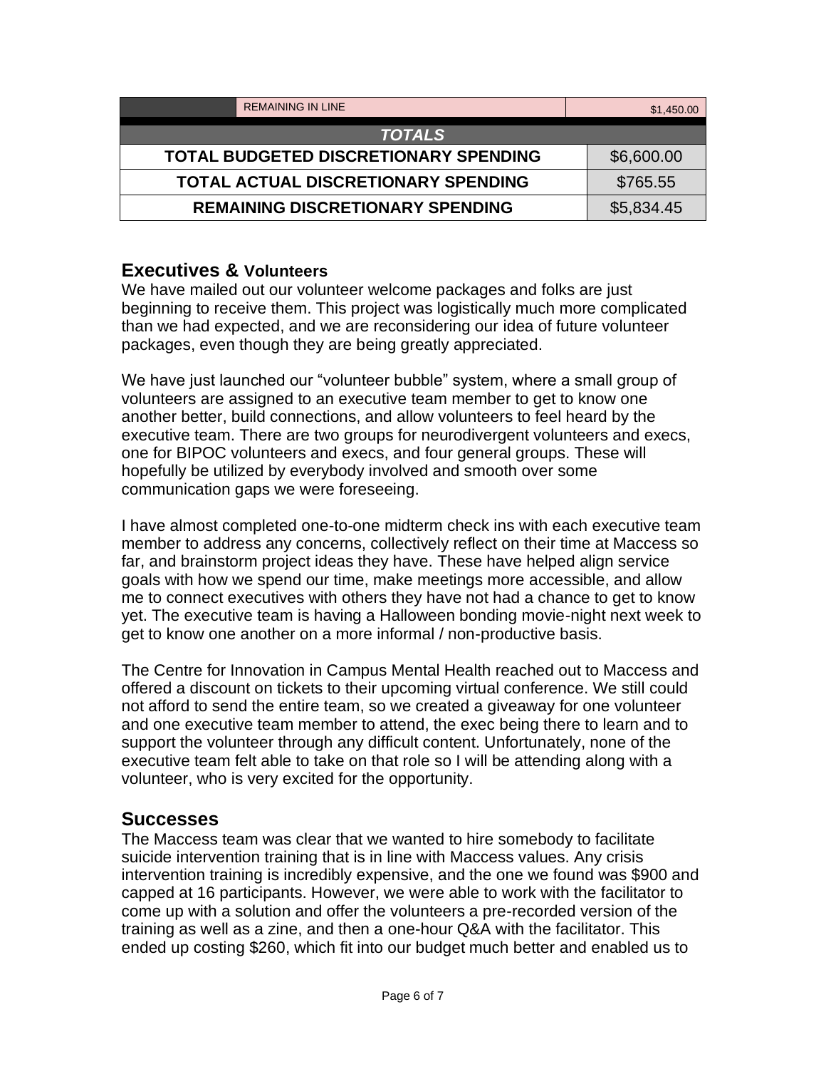| | REMAINING IN LINE | $1,450.00 |
|---|---|---|

| TOTALS | |
|---|---|
| TOTAL BUDGETED DISCRETIONARY SPENDING | $6,600.00 |
| TOTAL ACTUAL DISCRETIONARY SPENDING | $765.55 |
| REMAINING DISCRETIONARY SPENDING | $5,834.45 |

## Executives & Volunteers

We have mailed out our volunteer welcome packages and folks are just beginning to receive them. This project was logistically much more complicated than we had expected, and we are reconsidering our idea of future volunteer packages, even though they are being greatly appreciated.

We have just launched our "volunteer bubble" system, where a small group of volunteers are assigned to an executive team member to get to know one another better, build connections, and allow volunteers to feel heard by the executive team. There are two groups for neurodivergent volunteers and execs, one for BIPOC volunteers and execs, and four general groups. These will hopefully be utilized by everybody involved and smooth over some communication gaps we were foreseeing.

I have almost completed one-to-one midterm check ins with each executive team member to address any concerns, collectively reflect on their time at Maccess so far, and brainstorm project ideas they have. These have helped align service goals with how we spend our time, make meetings more accessible, and allow me to connect executives with others they have not had a chance to get to know yet. The executive team is having a Halloween bonding movie-night next week to get to know one another on a more informal / non-productive basis.

The Centre for Innovation in Campus Mental Health reached out to Maccess and offered a discount on tickets to their upcoming virtual conference. We still could not afford to send the entire team, so we created a giveaway for one volunteer and one executive team member to attend, the exec being there to learn and to support the volunteer through any difficult content. Unfortunately, none of the executive team felt able to take on that role so I will be attending along with a volunteer, who is very excited for the opportunity.

## Successes

The Maccess team was clear that we wanted to hire somebody to facilitate suicide intervention training that is in line with Maccess values. Any crisis intervention training is incredibly expensive, and the one we found was $900 and capped at 16 participants. However, we were able to work with the facilitator to come up with a solution and offer the volunteers a pre-recorded version of the training as well as a zine, and then a one-hour Q&A with the facilitator. This ended up costing $260, which fit into our budget much better and enabled us to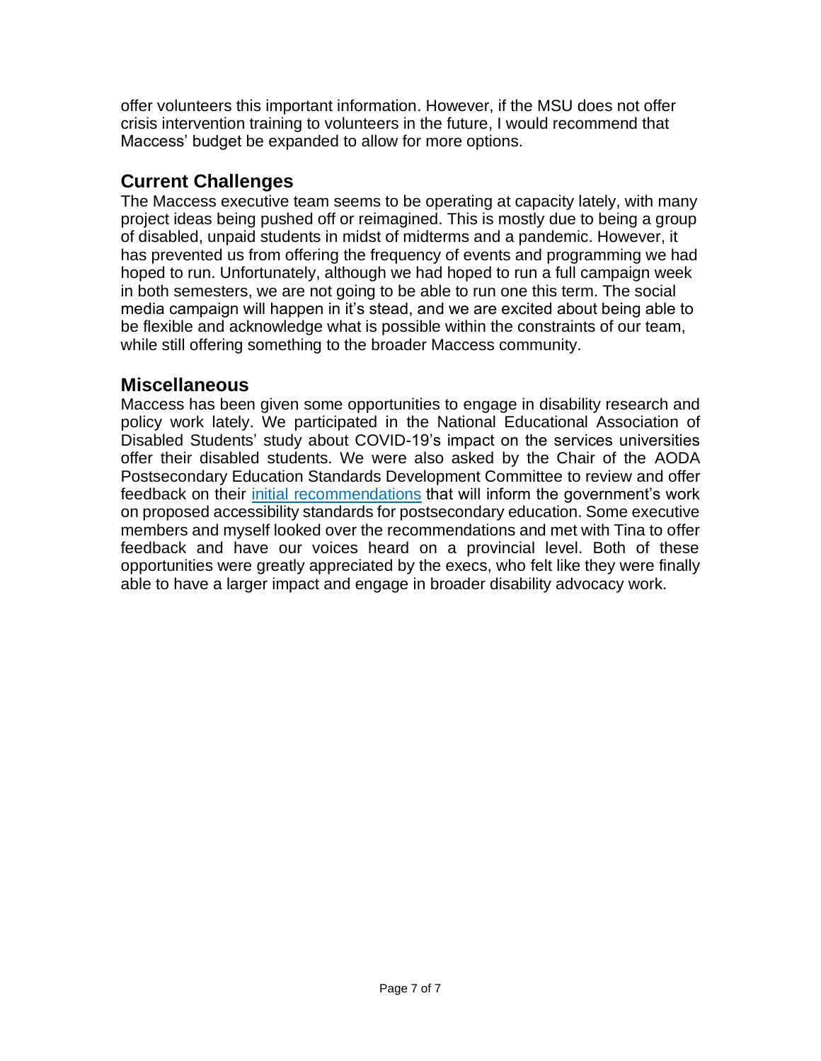offer volunteers this important information. However, if the MSU does not offer crisis intervention training to volunteers in the future, I would recommend that Maccess' budget be expanded to allow for more options.

## Current Challenges

The Maccess executive team seems to be operating at capacity lately, with many project ideas being pushed off or reimagined. This is mostly due to being a group of disabled, unpaid students in midst of midterms and a pandemic. However, it has prevented us from offering the frequency of events and programming we had hoped to run. Unfortunately, although we had hoped to run a full campaign week in both semesters, we are not going to be able to run one this term. The social media campaign will happen in it's stead, and we are excited about being able to be flexible and acknowledge what is possible within the constraints of our team, while still offering something to the broader Maccess community.

## Miscellaneous

Maccess has been given some opportunities to engage in disability research and policy work lately. We participated in the National Educational Association of Disabled Students' study about COVID-19's impact on the services universities offer their disabled students. We were also asked by the Chair of the AODA Postsecondary Education Standards Development Committee to review and offer feedback on their initial recommendations that will inform the government's work on proposed accessibility standards for postsecondary education. Some executive members and myself looked over the recommendations and met with Tina to offer feedback and have our voices heard on a provincial level. Both of these opportunities were greatly appreciated by the execs, who felt like they were finally able to have a larger impact and engage in broader disability advocacy work.